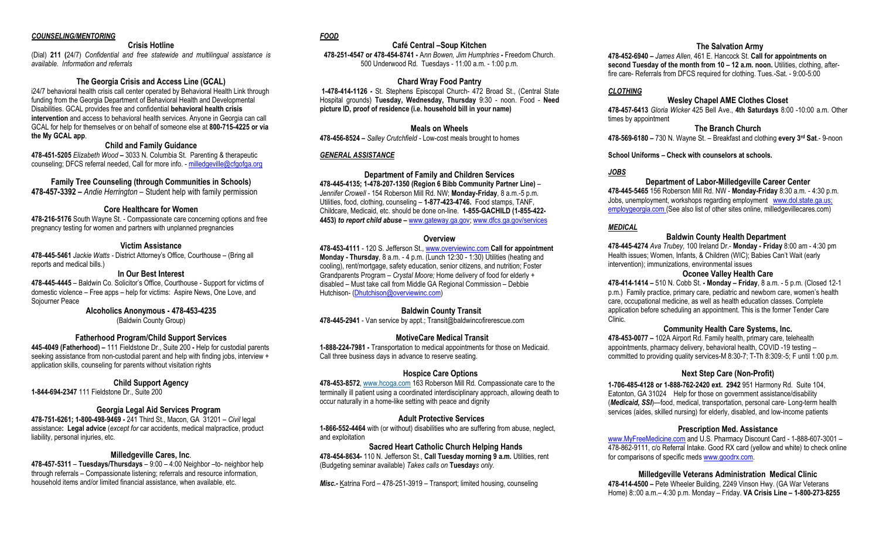### *COUNSELING/MENTORING*

**Crisis Hotline**

(Dial) **211 (**24/7) *Confidential and free statewide and multilingual assistance is available. Information and referrals*

**The Georgia Crisis and Access Line (GCAL)**

i24/7 behavioral health crisis call center operated by Behavioral Health Link through funding from the Georgia Department of Behavioral Health and Developmental Disabilities. GCAL provides free and confidential **behavioral health crisis intervention** and access to behavioral health services. Anyone in Georgia can call GCAL for help for themselves or on behalf of someone else at **800-715-4225 or via the My GCAL app**.

**Child and Family Guidance**

**478-451-5205** *Elizabeth Wood* **–** 3033 N. Columbia St. Parenting & therapeutic counseling; DFCS referral needed, Call for more info. - milledgeville@cfgofga.org

**Family Tree Counseling (through Communities in Schools)**

**478-457-3392 –** *Andie Herrington* – Student help with family permission

**Core Healthcare for Women**

**478-216-5176** South Wayne St. - Compassionate care concerning options and free pregnancy testing for women and partners with unplanned pregnancies

**Victim Assistance**

**478-445-5461** *Jackie Watts* - District Attorney's Office, Courthouse – (Bring all reports and medical bills.)

**In Our Best Interest**

**478-445-4445** – Baldwin Co. Solicitor's Office, Courthouse - Support for victims of domestic violence – Free apps – help for victims: Aspire News, One Love, and Sojourner Peace

**Alcoholics Anonymous - 478-453-4235**

(Baldwin County Group)

**Fatherhood Program/Child Support Services**

**445-4049 (Fatherhood) –** 111 Fieldstone Dr., Suite 200 **-** Help for custodial parents seeking assistance from non-custodial parent and help with finding jobs, interview + application skills, counseling for parents without visitation rights

**Child Support Agency**

**1-844-694-2347** 111 Fieldstone Dr., Suite 200

**Georgia Legal Aid Services Program**

**478-751-6261; 1-800-498-9469 -** 241 Third St., Macon, GA 31201 – *Civil* legal assistance**: Legal advice** (*except for* car accidents, medical malpractice, product liability, personal injuries, etc.

**Milledgeville Cares, Inc**.

**478-457-5311** – **Tuesdays/Thursdays** – 9:00 – 4:00 Neighbor –to- neighbor help through referrals – Compassionate listening; referrals and resource information, household items and/or limited financial assistance, when available, etc.

### *FOOD*

**Café Central –Soup Kitchen**

**478-251-4547 or 478-454-8741 -** *Ann Bowen, Jim Humphries* **-** Freedom Church. 500 Underwood Rd. Tuesdays - 11:00 a.m. - 1:00 p.m.

**Chard Wray Food Pantry**

**1-478-414-1126 -** St. Stephens Episcopal Church- 472 Broad St., (Central State Hospital grounds) **Tuesday, Wednesday, Thursday** 9:30 - noon. Food - **Need picture ID, proof of residence (i.e. household bill in your name)**

**Meals on Wheels**

**478-456-8524 –** *Salley Crutchfield* - Low-cost meals brought to homes

### *GENERAL ASSISTANCE*

**Department of Family and Children Services**

**478-445-4135; 1-478-207-1350 (Region 6 Bibb Community Partner Line)** – *Jennifer Crowell* - 154 Roberson Mill Rd. NW; **Monday-Friday**, 8 a.m.-5 p.m. Utilities, food, clothing, counseling – **1-877-423-4746.** Food stamps, TANF, Childcare, Medicaid, etc. should be done on-line. **1-855-GACHILD (1-855-422-4453)** *to report child abuse* **–** www.gateway.ga.gov; www.dfcs.ga.gov/services

**Overview**

**478-453-4111** - 120 S. Jefferson St., www.overviewinc.com **Call for appointment Monday - Thursday**, 8 a.m. - 4 p.m. (Lunch 12:30 - 1:30) Utilities (heating and cooling), rent/mortgage, safety education, senior citizens, and nutrition; Foster Grandparents Program – *Crystal Moore;* Home delivery of food for elderly + disabled – Must take call from Middle GA Regional Commission – Debbie Hutchison- (Dhutchison@overviewinc.com)

**Baldwin County Transit**

**478-445-2941** - Van service by appt.; Transit@baldwincofirerescue.com

**MotiveCare Medical Transit**

**1-888-224-7981 -** Transportation to medical appointments for those on Medicaid. Call three business days in advance to reserve seating.

**Hospice Care Options**

**478-453-8572**, www.hcoga.com 163 Roberson Mill Rd. Compassionate care to the terminally ill patient using a coordinated interdisciplinary approach, allowing death to occur naturally in a home-like setting with peace and dignity

**Adult Protective Services**

**1-866-552-4464** with (or without) disabilities who are suffering from abuse, neglect, and exploitation

**Sacred Heart Catholic Church Helping Hands**

**478-454-8634-** 110 N. Jefferson St., **Call Tuesday morning 9 a.m.** Utilities, rent (Budgeting seminar available) *Takes calls on* **Tuesday***s only.*

***Misc.-*** Katrina Ford – 478-251-3919 – Transport; limited housing, counseling

**The Salvation Army**

**478-452-6940 –** *James Allen*, 461 E. Hancock St. **Call for appointments on second Tuesday of the month from 10 – 12 a.m. noon.** Utilities, clothing, after-fire care- Referrals from DFCS required for clothing. Tues.-Sat. - 9:00-5:00

### *CLOTHING*

**Wesley Chapel AME Clothes Closet**

**478-457-6413** *Gloria Wicker* 425 Bell Ave., **4th Saturdays** 8:00 -10:00 a.m. Other times by appointment

**The Branch Church**

**478-569-6180 –** 730 N. Wayne St. – Breakfast and clothing **every 3rd Sat**.- 9-noon

**School Uniforms – Check with counselors at schools.**

### *JOBS*

**Department of Labor-Milledgeville Career Center**

**478-445-5465** 156 Roberson Mill Rd. NW - **Monday-Friday** 8:30 a.m. - 4:30 p.m. Jobs, unemployment, workshops regarding employment www.dol.state.ga.us; employgeorgia.com (See also list of other sites online, milledgevillecares.com)

### *MEDICAL*

**Baldwin County Health Department**

**478-445-4274** *Ava Trubey*, 100 Ireland Dr.- **Monday - Friday** 8:00 am - 4:30 pm Health issues; Women, Infants, & Children (WIC); Babies Can't Wait (early intervention); immunizations, environmental issues

**Oconee Valley Health Care**

**478-414-1414 –** 510 N. Cobb St. **- Monday – Friday**, 8 a.m. - 5 p.m. (Closed 12-1 p.m.) Family practice, primary care, pediatric and newborn care, women's health care, occupational medicine, as well as health education classes. Complete application before scheduling an appointment. This is the former Tender Care Clinic.

**Community Health Care Systems, Inc.**

**478-453-0077 –** 102A Airport Rd. Family health, primary care, telehealth appointments, pharmacy delivery, behavioral health, COVID -19 testing – committed to providing quality services-M 8:30-7; T-Th 8:309:-5; F until 1:00 p.m.

**Next Step Care (Non-Profit)**

**1-706-485-4128 or 1-888-762-2420 ext. 2942** 951 Harmony Rd. Suite 104, Eatonton, GA 31024 Help for those on government assistance/disability (***Medicaid, SSI***)—food, medical, transportation, personal care- Long-term health services (aides, skilled nursing) for elderly, disabled, and low-income patients

**Prescription Med. Assistance**

www.MyFreeMedicine.com and U.S. Pharmacy Discount Card - 1-888-607-3001 – 478-862-9111, c/o Referral Intake. Good RX card (yellow and white) to check online for comparisons of specific meds www.goodrx.com.

**Milledgeville Veterans Administration Medical Clinic**

**478-414-4500 –** Pete Wheeler Building, 2249 Vinson Hwy. (GA War Veterans Home) 8::00 a.m.– 4:30 p.m. Monday – Friday. **VA Crisis Line – 1-800-273-8255**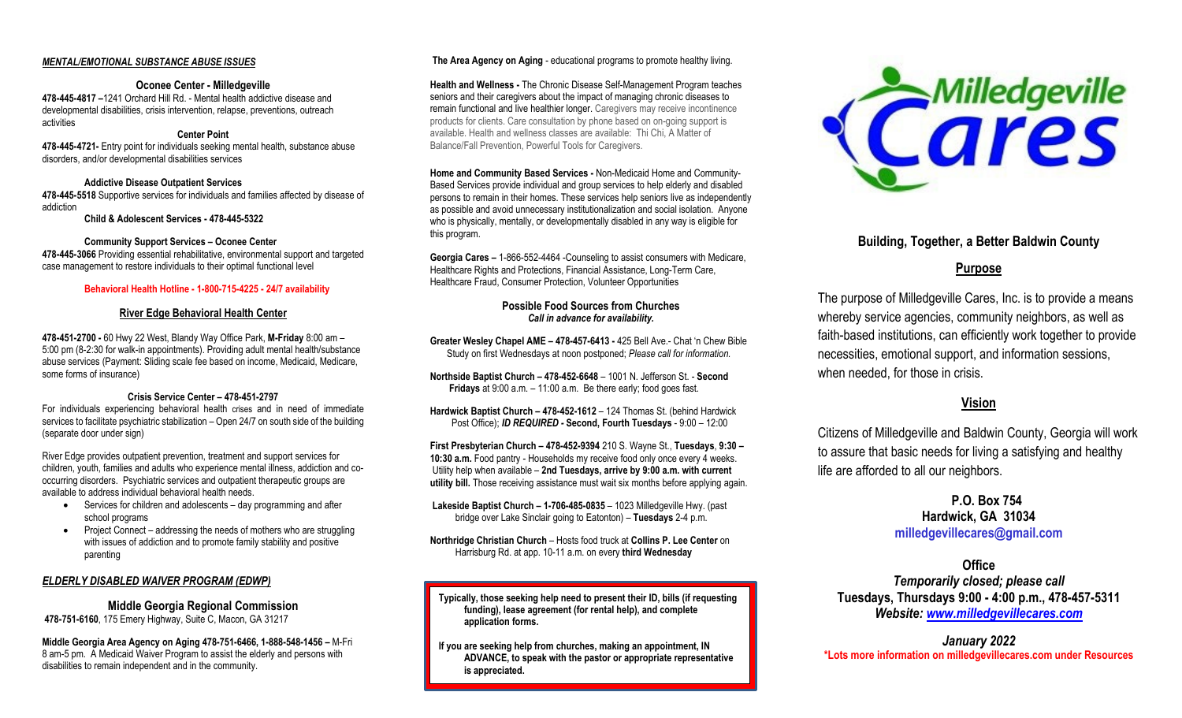### *MENTAL/EMOTIONAL SUBSTANCE ABUSE ISSUES*

**Oconee Center - Milledgeville**

**478-445-4817 –**1241 Orchard Hill Rd. - Mental health addictive disease and developmental disabilities, crisis intervention, relapse, preventions, outreach activities

**Center Point**

**478-445-4721-** Entry point for individuals seeking mental health, substance abuse disorders, and/or developmental disabilities services

**Addictive Disease Outpatient Services**

**478-445-5518** Supportive services for individuals and families affected by disease of addiction

**Child & Adolescent Services - 478-445-5322**

**Community Support Services – Oconee Center**

**478-445-3066** Providing essential rehabilitative, environmental support and targeted case management to restore individuals to their optimal functional level

**Behavioral Health Hotline - 1-800-715-4225 - 24/7 availability**

**River Edge Behavioral Health Center**

**478-451-2700 -** 60 Hwy 22 West, Blandy Way Office Park, **M-Friday** 8:00 am – 5:00 pm (8-2:30 for walk-in appointments). Providing adult mental health/substance abuse services (Payment: Sliding scale fee based on income, Medicaid, Medicare, some forms of insurance)

**Crisis Service Center – 478-451-2797**

For individuals experiencing behavioral health crises and in need of immediate services to facilitate psychiatric stabilization – Open 24/7 on south side of the building (separate door under sign)

River Edge provides outpatient prevention, treatment and support services for children, youth, families and adults who experience mental illness, addiction and co-occurring disorders. Psychiatric services and outpatient therapeutic groups are available to address individual behavioral health needs.

- Services for children and adolescents – day programming and after school programs
- Project Connect – addressing the needs of mothers who are struggling with issues of addiction and to promote family stability and positive parenting

### *ELDERLY DISABLED WAIVER PROGRAM (EDWP)*

**Middle Georgia Regional Commission**

**478-751-6160**, 175 Emery Highway, Suite C, Macon, GA 31217

**Middle Georgia Area Agency on Aging 478-751-6466, 1-888-548-1456 –** M-Fri 8 am-5 pm. A Medicaid Waiver Program to assist the elderly and persons with disabilities to remain independent and in the community.

**The Area Agency on Aging** - educational programs to promote healthy living.

**Health and Wellness -** The Chronic Disease Self-Management Program teaches seniors and their caregivers about the impact of managing chronic diseases to remain functional and live healthier longer. Caregivers may receive incontinence products for clients. Care consultation by phone based on on-going support is available. Health and wellness classes are available: Thi Chi, A Matter of Balance/Fall Prevention, Powerful Tools for Caregivers.

**Home and Community Based Services -** Non-Medicaid Home and Community-Based Services provide individual and group services to help elderly and disabled persons to remain in their homes. These services help seniors live as independently as possible and avoid unnecessary institutionalization and social isolation. Anyone who is physically, mentally, or developmentally disabled in any way is eligible for this program.

**Georgia Cares –** 1-866-552-4464 -Counseling to assist consumers with Medicare, Healthcare Rights and Protections, Financial Assistance, Long-Term Care, Healthcare Fraud, Consumer Protection, Volunteer Opportunities

**Possible Food Sources from Churches**

***Call in advance for availability.***

**Greater Wesley Chapel AME – 478-457-6413 -** 425 Bell Ave.- Chat 'n Chew Bible Study on first Wednesdays at noon postponed; *Please call for information.*

**Northside Baptist Church – 478-452-6648** – 1001 N. Jefferson St. - **Second Fridays** at 9:00 a.m. – 11:00 a.m. Be there early; food goes fast.

**Hardwick Baptist Church – 478-452-1612** – 124 Thomas St. (behind Hardwick Post Office); ***ID REQUIRED* - Second, Fourth Tuesdays** - 9:00 – 12:00

**First Presbyterian Church – 478-452-9394** 210 S. Wayne St., **Tuesdays**, **9:30 – 10:30 a.m.** Food pantry - Households my receive food only once every 4 weeks. Utility help when available – **2nd Tuesdays, arrive by 9:00 a.m. with current utility bill.** Those receiving assistance must wait six months before applying again.

**Lakeside Baptist Church – 1-706-485-0835** – 1023 Milledgeville Hwy. (past bridge over Lake Sinclair going to Eatonton) – **Tuesdays** 2-4 p.m.

**Northridge Christian Church** – Hosts food truck at **Collins P. Lee Center** on Harrisburg Rd. at app. 10-11 a.m. on every **third Wednesday**

**Typically, those seeking help need to present their ID, bills (if requesting funding), lease agreement (for rental help), and complete application forms.**

**If you are seeking help from churches, making an appointment, IN ADVANCE, to speak with the pastor or appropriate representative is appreciated.**

Milledgeville Cares

**Building, Together, a Better Baldwin County**

## Purpose

The purpose of Milledgeville Cares, Inc. is to provide a means whereby service agencies, community neighbors, as well as faith-based institutions, can efficiently work together to provide necessities, emotional support, and information sessions, when needed, for those in crisis.

## Vision

Citizens of Milledgeville and Baldwin County, Georgia will work to assure that basic needs for living a satisfying and healthy life are afforded to all our neighbors.

**P.O. Box 754**
**Hardwick, GA 31034**
**milledgevillecares@gmail.com**

**Office**

***Temporarily closed; please call***

**Tuesdays, Thursdays 9:00 - 4:00 p.m., 478-457-5311**

***Website: www.milledgevillecares.com***

***January 2022***

**\*Lots more information on milledgevillecares.com under Resources**